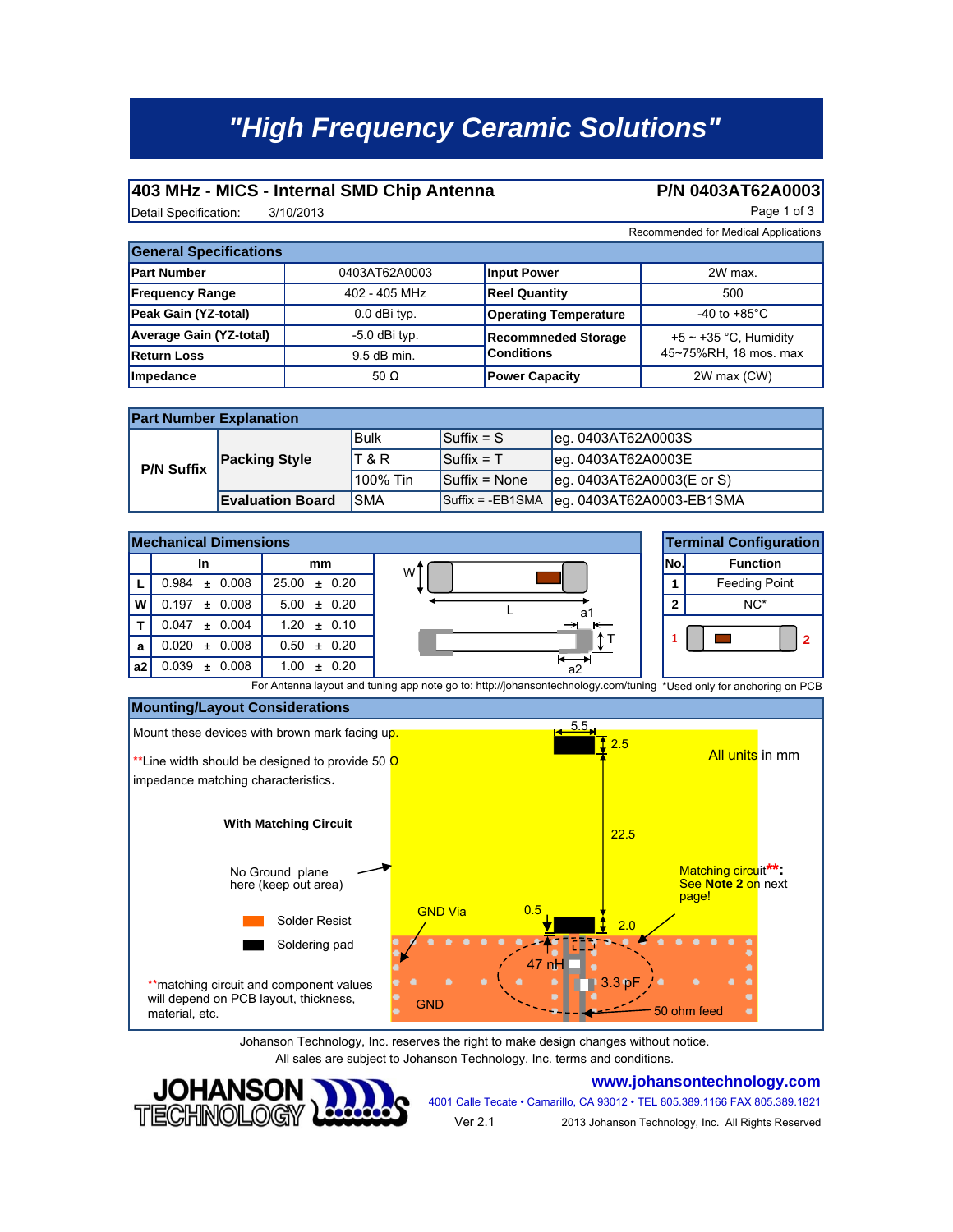# "High Frequency Ceramic Solutions"

## 403 MHz - MICS - Internal SMD Chip Antenna

**P/N 0403AT62A0003**

Detail Specification: 3/10/2013

Recommended for Medical Applications

### General Specifications

| | | | |
|---|---|---|---|
| **Part Number** | 0403AT62A0003 | **Input Power** | 2W max. |
| **Frequency Range** | 402 - 405 MHz | **Reel Quantity** | 500 |
| **Peak Gain (YZ-total)** | 0.0 dBi typ. | **Operating Temperature** | -40 to +85°C |
| **Average Gain (YZ-total)** | -5.0 dBi typ. | **Recommneded Storage Conditions** | +5 ~ +35 °C, Humidity 45~75%RH, 18 mos. max |
| **Return Loss** | 9.5 dB min. | | |
| **Impedance** | 50 Ω | **Power Capacity** | 2W max (CW) |

### Part Number Explanation

| | | | | |
|---|---|---|---|---|
| **P/N Suffix** | **Packing Style** | Bulk | Suffix = S | eg. 0403AT62A0003S |
| | | T & R | Suffix = T | eg. 0403AT62A0003E |
| | | 100% Tin | Suffix = None | eg. 0403AT62A0003(E or S) |
| | **Evaluation Board** | SMA | Suffix = -EB1SMA | eg. 0403AT62A0003-EB1SMA |

### Mechanical Dimensions

| | In | mm |
|---|---|---|
| **L** | 0.984 ± 0.008 | 25.00 ± 0.20 |
| **W** | 0.197 ± 0.008 | 5.00 ± 0.20 |
| **T** | 0.047 ± 0.004 | 1.20 ± 0.10 |
| **a** | 0.020 ± 0.008 | 0.50 ± 0.20 |
| **a2** | 0.039 ± 0.008 | 1.00 ± 0.20 |

For Antenna layout and tuning app note go to: http://johansontechnology.com/tuning

### Terminal Configuration

| No. | Function |
|---|---|
| 1 | Feeding Point |
| 2 | NC* |

*Used only for anchoring on PCB

### Mounting/Layout Considerations

Mount these devices with brown mark facing up.

**Line width should be designed to provide 50 Ω impedance matching characteristics.

**With Matching Circuit**

No Ground plane here (keep out area)

Solder Resist

Soldering pad

**matching circuit and component values will depend on PCB layout, thickness, material, etc.

All units in mm

5.5, 2.5, 22.5, 0.5, 2.0, GND Via, GND, 47 nH, 3.3 pF, 50 ohm feed

Matching circuit**: See **Note 2** on next page!

Johanson Technology, Inc. reserves the right to make design changes without notice.
All sales are subject to Johanson Technology, Inc. terms and conditions.

www.johansontechnology.com

4001 Calle Tecate • Camarillo, CA 93012 • TEL 805.389.1166 FAX 805.389.1821

Ver 2.1

2013 Johanson Technology, Inc. All Rights Reserved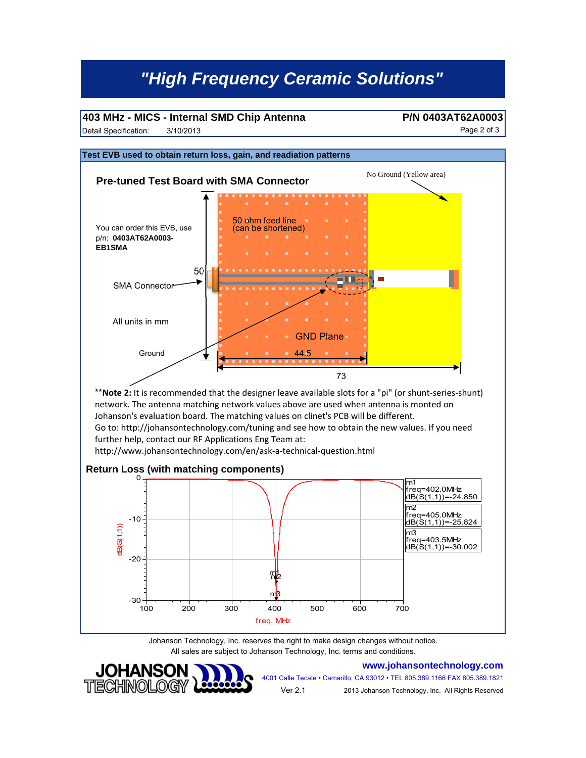# "High Frequency Ceramic Solutions"

**403 MHz - MICS - Internal SMD Chip Antenna** **P/N 0403AT62A0003**

Detail Specification: 3/10/2013

## Test EVB used to obtain return loss, gain, and readiation patterns

### Pre-tuned Test Board with SMA Connector

No Ground (Yellow area)

You can order this EVB, use p/n: **0403AT62A0003-EB1SMA**

SMA Connector

All units in mm

Ground

50 ohm feed line (can be shortened)

GND Plane

50

44.5

73

**\*\*Note 2:** It is recommended that the designer leave available slots for a "pi" (or shunt-series-shunt) network. The antenna matching network values above are used when antenna is monted on Johanson's evaluation board. The matching values on clinet's PCB will be different.
Go to: http://johansontechnology.com/tuning and see how to obtain the new values. If you need further help, contact our RF Applications Eng Team at:
http://www.johansontechnology.com/en/ask-a-technical-question.html

### Return Loss (with matching components)

| Marker | freq | dB(S(1,1)) |
|---|---|---|
| m1 | 402.0MHz | -24.850 |
| m2 | 405.0MHz | -25.824 |
| m3 | 403.5MHz | -30.002 |

Johanson Technology, Inc. reserves the right to make design changes without notice.
All sales are subject to Johanson Technology, Inc. terms and conditions.

www.johansontechnology.com
4001 Calle Tecate • Camarillo, CA 93012 • TEL 805.389.1166 FAX 805.389.1821
Ver 2.1 2013 Johanson Technology, Inc. All Rights Reserved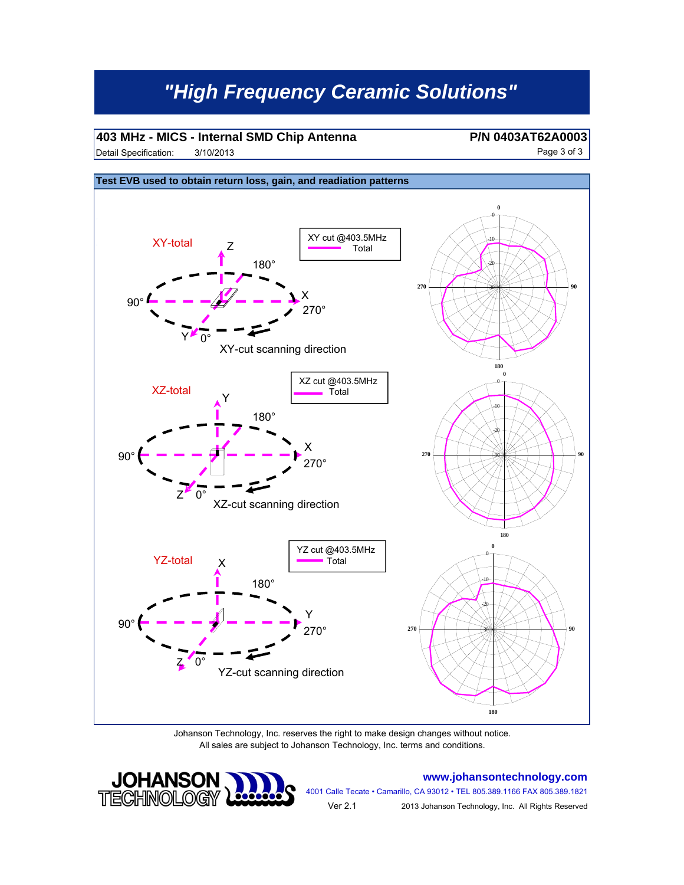# "High Frequency Ceramic Solutions"

## 403 MHz - MICS - Internal SMD Chip Antenna

**P/N 0403AT62A0003**

Detail Specification: 3/10/2013

### Test EVB used to obtain return loss, gain, and readiation patterns

XY-total

XY cut @403.5MHz — Total

XY-cut scanning direction

XZ-total

XZ cut @403.5MHz — Total

XZ-cut scanning direction

YZ-total

YZ cut @403.5MHz — Total

YZ-cut scanning direction

Johanson Technology, Inc. reserves the right to make design changes without notice.
All sales are subject to Johanson Technology, Inc. terms and conditions.

JOHANSON TECHNOLOGY

www.johansontechnology.com

4001 Calle Tecate • Camarillo, CA 93012 • TEL 805.389.1166 FAX 805.389.1821

Ver 2.1

2013 Johanson Technology, Inc. All Rights Reserved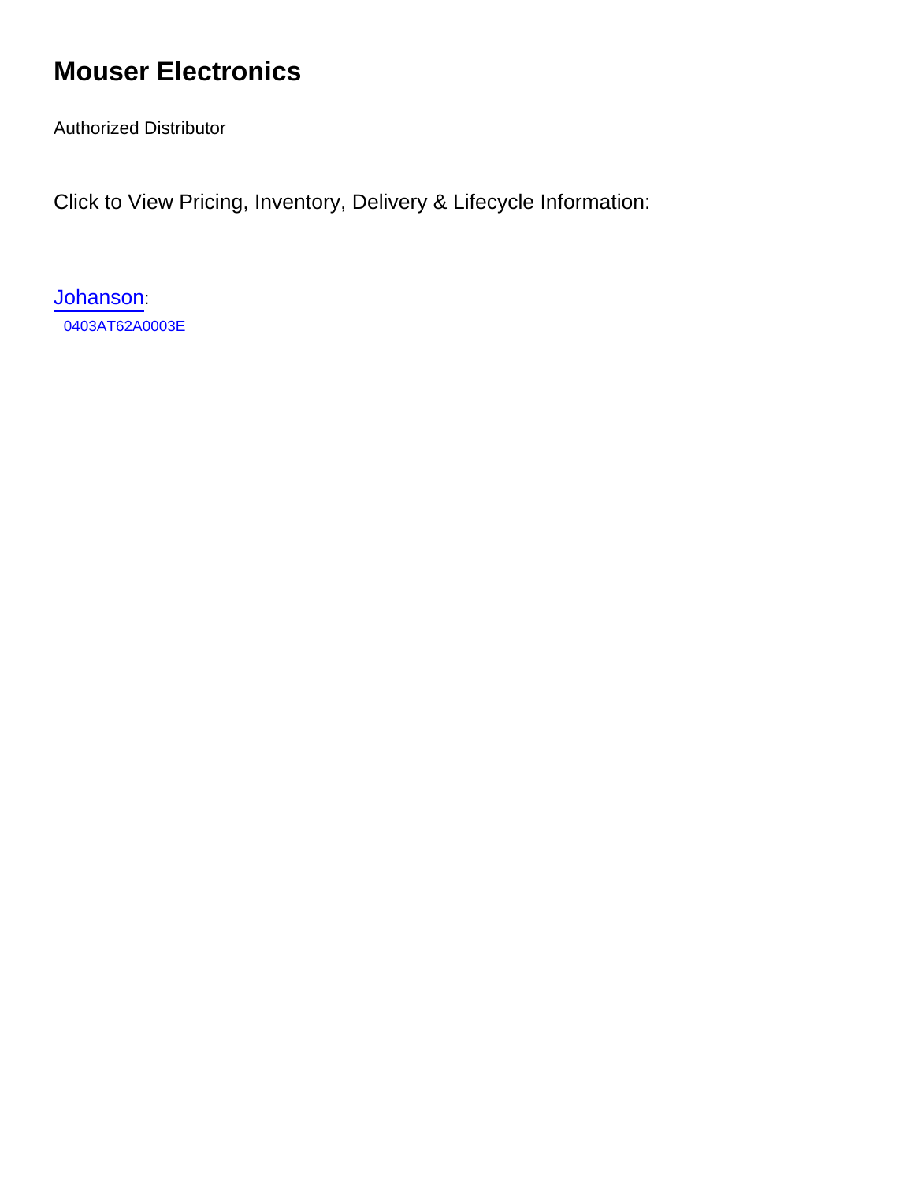# Mouser Electronics

Authorized Distributor

Click to View Pricing, Inventory, Delivery & Lifecycle Information:

Johanson:

0403AT62A0003E